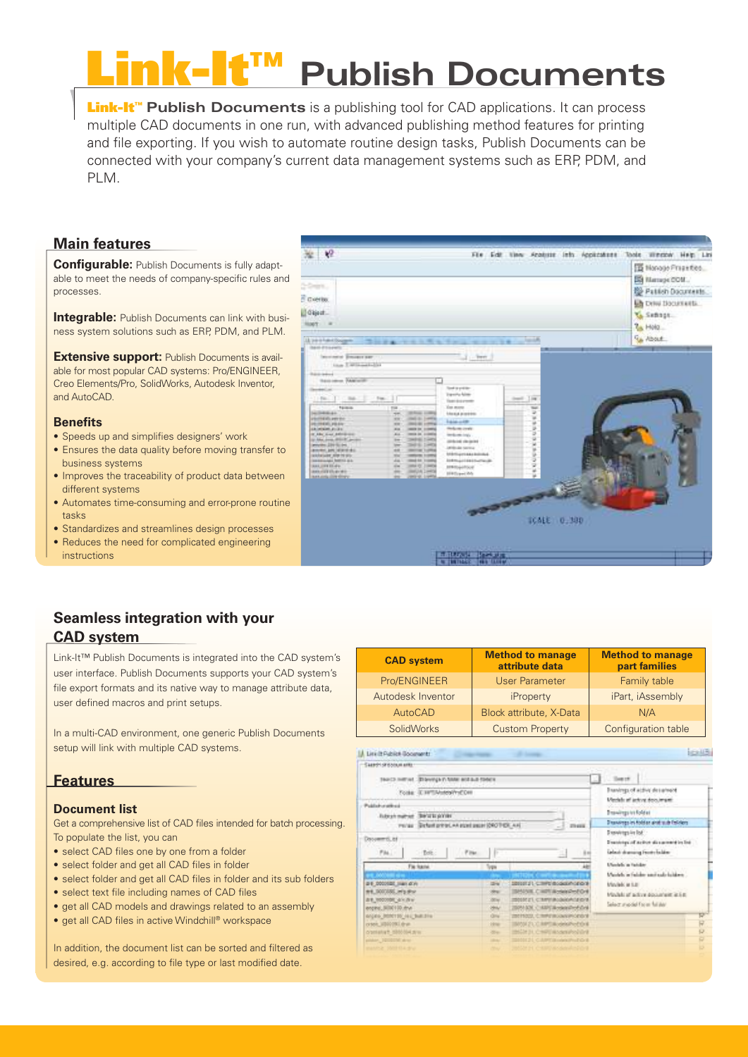# Link-It™ Publish Documents

**Link-It™ Publish Documents** is a publishing tool for CAD applications. It can process multiple CAD documents in one run, with advanced publishing method features for printing and file exporting. If you wish to automate routine design tasks, Publish Documents can be connected with your company's current data management systems such as ERP, PDM, and PLM.

## Main features

**Configurable:** Publish Documents is fully adaptable to meet the needs of company-specific rules and processes.

**Integrable:** Publish Documents can link with business system solutions such as ERP, PDM, and PLM.

**Extensive support:** Publish Documents is available for most popular CAD systems: Pro/ENGINEER, Creo Elements/Pro, SolidWorks, Autodesk Inventor, and AutoCAD.

### Benefits

- Speeds up and simplifies designers' work
- Ensures the data quality before moving transfer to business systems
- Improves the traceability of product data between different systems
- Automates time-consuming and error-prone routine tasks
- Standardizes and streamlines design processes
- Reduces the need for complicated engineering instructions

## Seamless integration with your CAD system

Link-It™ Publish Documents is integrated into the CAD system's user interface. Publish Documents supports your CAD system's file export formats and its native way to manage attribute data, user defined macros and print setups.

In a multi-CAD environment, one generic Publish Documents setup will link with multiple CAD systems.

| CAD system | Method to manage attribute data | Method to manage part families |
|---|---|---|
| Pro/ENGINEER | User Parameter | Family table |
| Autodesk Inventor | iProperty | iPart, iAssembly |
| AutoCAD | Block attribute, X-Data | N/A |
| SolidWorks | Custom Property | Configuration table |

## Features

### Document list

Get a comprehensive list of CAD files intended for batch processing. To populate the list, you can

- select CAD files one by one from a folder
- select folder and get all CAD files in folder
- select folder and get all CAD files in folder and its sub folders
- select text file including names of CAD files
- get all CAD models and drawings related to an assembly
- get all CAD files in active Windchill® workspace

In addition, the document list can be sorted and filtered as desired, e.g. according to file type or last modified date.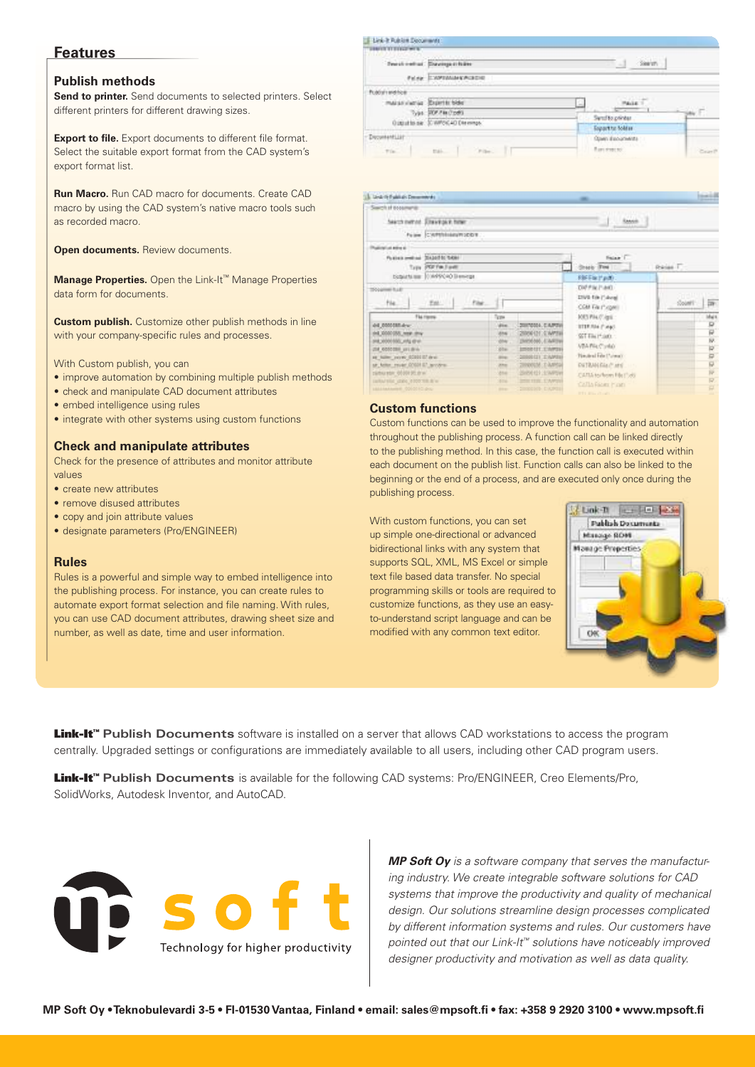## Features

### Publish methods

**Send to printer.** Send documents to selected printers. Select different printers for different drawing sizes.

**Export to file.** Export documents to different file format. Select the suitable export format from the CAD system's export format list.

**Run Macro.** Run CAD macro for documents. Create CAD macro by using the CAD system's native macro tools such as recorded macro.

**Open documents.** Review documents.

**Manage Properties.** Open the Link-It™ Manage Properties data form for documents.

**Custom publish.** Customize other publish methods in line with your company-specific rules and processes.

With Custom publish, you can

- improve automation by combining multiple publish methods
- check and manipulate CAD document attributes
- embed intelligence using rules
- integrate with other systems using custom functions

### Check and manipulate attributes

Check for the presence of attributes and monitor attribute values

- create new attributes
- remove disused attributes
- copy and join attribute values
- designate parameters (Pro/ENGINEER)

### Rules

Rules is a powerful and simple way to embed intelligence into the publishing process. For instance, you can create rules to automate export format selection and file naming. With rules, you can use CAD document attributes, drawing sheet size and number, as well as date, time and user information.

### Custom functions

Custom functions can be used to improve the functionality and automation throughout the publishing process. A function call can be linked directly to the publishing method. In this case, the function call is executed within each document on the publish list. Function calls can also be linked to the beginning or the end of a process, and are executed only once during the publishing process.

With custom functions, you can set up simple one-directional or advanced bidirectional links with any system that supports SQL, XML, MS Excel or simple text file based data transfer. No special programming skills or tools are required to customize functions, as they use an easy-to-understand script language and can be modified with any common text editor.

**Link-It™ Publish Documents** software is installed on a server that allows CAD workstations to access the program centrally. Upgraded settings or configurations are immediately available to all users, including other CAD program users.

**Link-It™ Publish Documents** is available for the following CAD systems: Pro/ENGINEER, Creo Elements/Pro, SolidWorks, Autodesk Inventor, and AutoCAD.

soft

Technology for higher productivity

*__MP Soft Oy__ is a software company that serves the manufacturing industry. We create integrable software solutions for CAD systems that improve the productivity and quality of mechanical design. Our solutions streamline design processes complicated by different information systems and rules. Our customers have pointed out that our Link-It™ solutions have noticeably improved designer productivity and motivation as well as data quality.*

**MP Soft Oy • Teknobulevardi 3-5 • FI-01530 Vantaa, Finland • email: sales@mpsoft.fi • fax: +358 9 2920 3100 • www.mpsoft.fi**